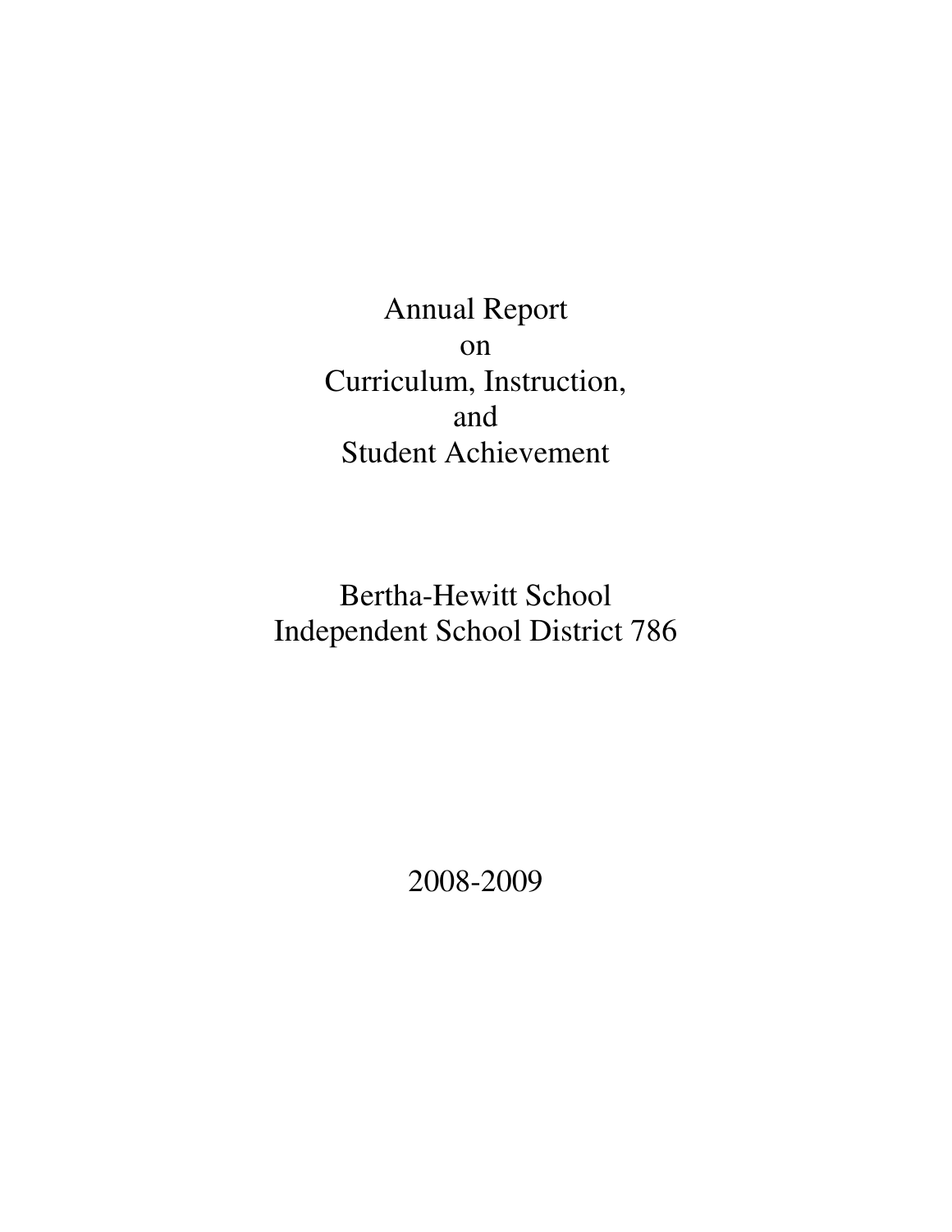# Annual Report on Curriculum, Instruction, and Student Achievement

## Bertha-Hewitt School
## Independent School District 786

2008-2009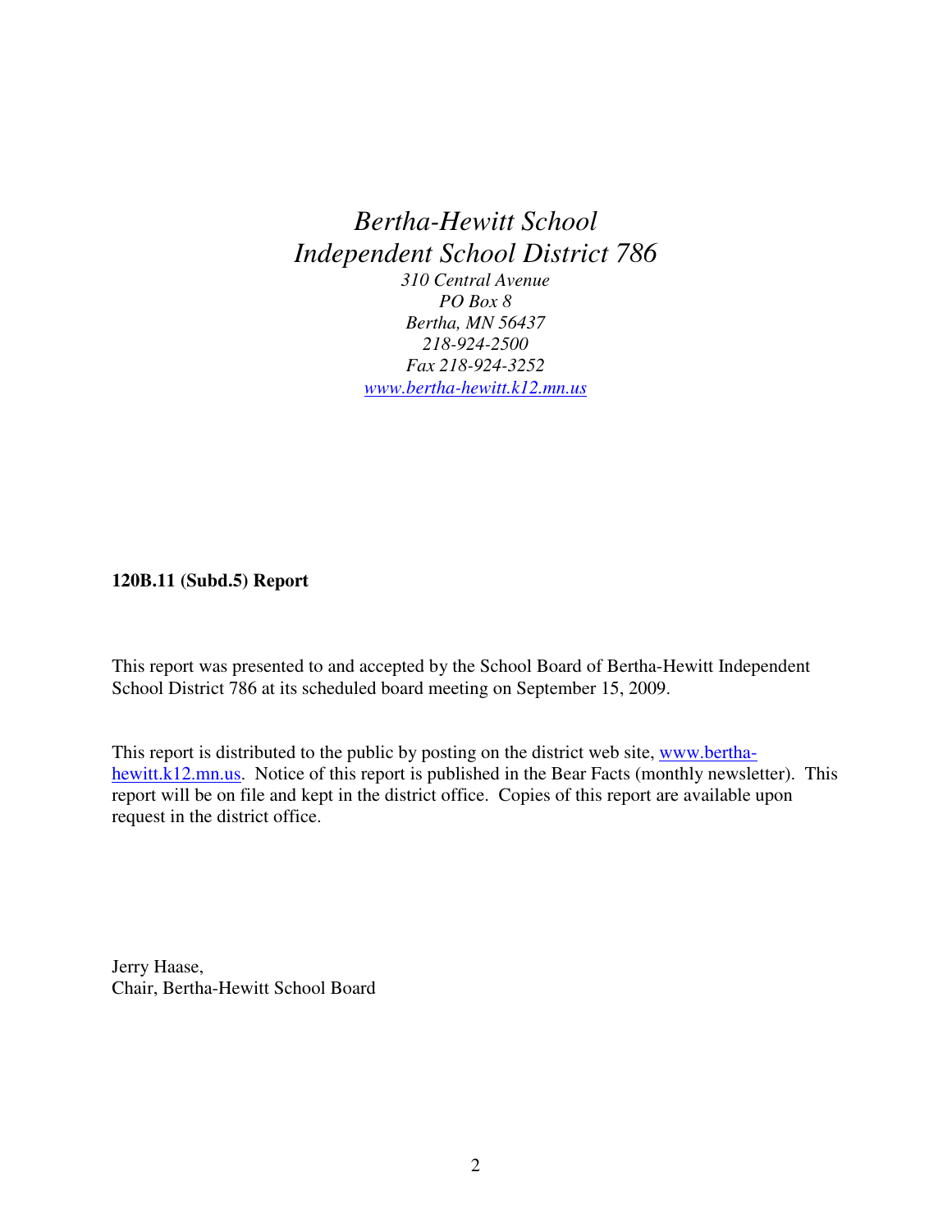*Bertha-Hewitt School*
*Independent School District 786*
*310 Central Avenue*
*PO Box 8*
*Bertha, MN 56437*
*218-924-2500*
*Fax 218-924-3252*
*www.bertha-hewitt.k12.mn.us*

**120B.11 (Subd.5) Report**

This report was presented to and accepted by the School Board of Bertha-Hewitt Independent School District 786 at its scheduled board meeting on September 15, 2009.

This report is distributed to the public by posting on the district web site, www.bertha-hewitt.k12.mn.us. Notice of this report is published in the Bear Facts (monthly newsletter). This report will be on file and kept in the district office. Copies of this report are available upon request in the district office.

Jerry Haase,
Chair, Bertha-Hewitt School Board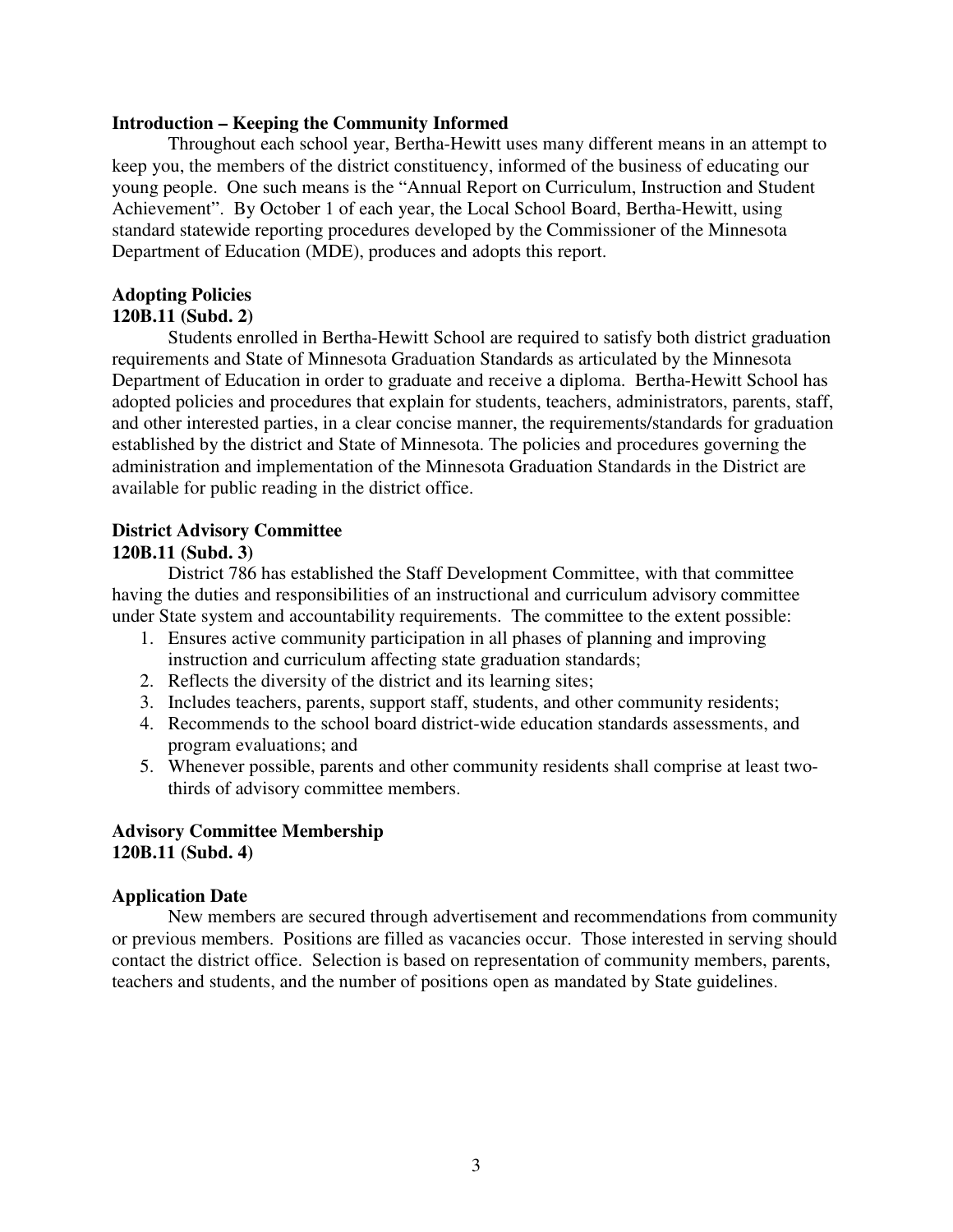**Introduction – Keeping the Community Informed**

Throughout each school year, Bertha-Hewitt uses many different means in an attempt to keep you, the members of the district constituency, informed of the business of educating our young people. One such means is the "Annual Report on Curriculum, Instruction and Student Achievement". By October 1 of each year, the Local School Board, Bertha-Hewitt, using standard statewide reporting procedures developed by the Commissioner of the Minnesota Department of Education (MDE), produces and adopts this report.

**Adopting Policies**
**120B.11 (Subd. 2)**

Students enrolled in Bertha-Hewitt School are required to satisfy both district graduation requirements and State of Minnesota Graduation Standards as articulated by the Minnesota Department of Education in order to graduate and receive a diploma. Bertha-Hewitt School has adopted policies and procedures that explain for students, teachers, administrators, parents, staff, and other interested parties, in a clear concise manner, the requirements/standards for graduation established by the district and State of Minnesota. The policies and procedures governing the administration and implementation of the Minnesota Graduation Standards in the District are available for public reading in the district office.

**District Advisory Committee**
**120B.11 (Subd. 3)**

District 786 has established the Staff Development Committee, with that committee having the duties and responsibilities of an instructional and curriculum advisory committee under State system and accountability requirements. The committee to the extent possible:

1. Ensures active community participation in all phases of planning and improving instruction and curriculum affecting state graduation standards;
2. Reflects the diversity of the district and its learning sites;
3. Includes teachers, parents, support staff, students, and other community residents;
4. Recommends to the school board district-wide education standards assessments, and program evaluations; and
5. Whenever possible, parents and other community residents shall comprise at least two-thirds of advisory committee members.

**Advisory Committee Membership**
**120B.11 (Subd. 4)**

**Application Date**

New members are secured through advertisement and recommendations from community or previous members. Positions are filled as vacancies occur. Those interested in serving should contact the district office. Selection is based on representation of community members, parents, teachers and students, and the number of positions open as mandated by State guidelines.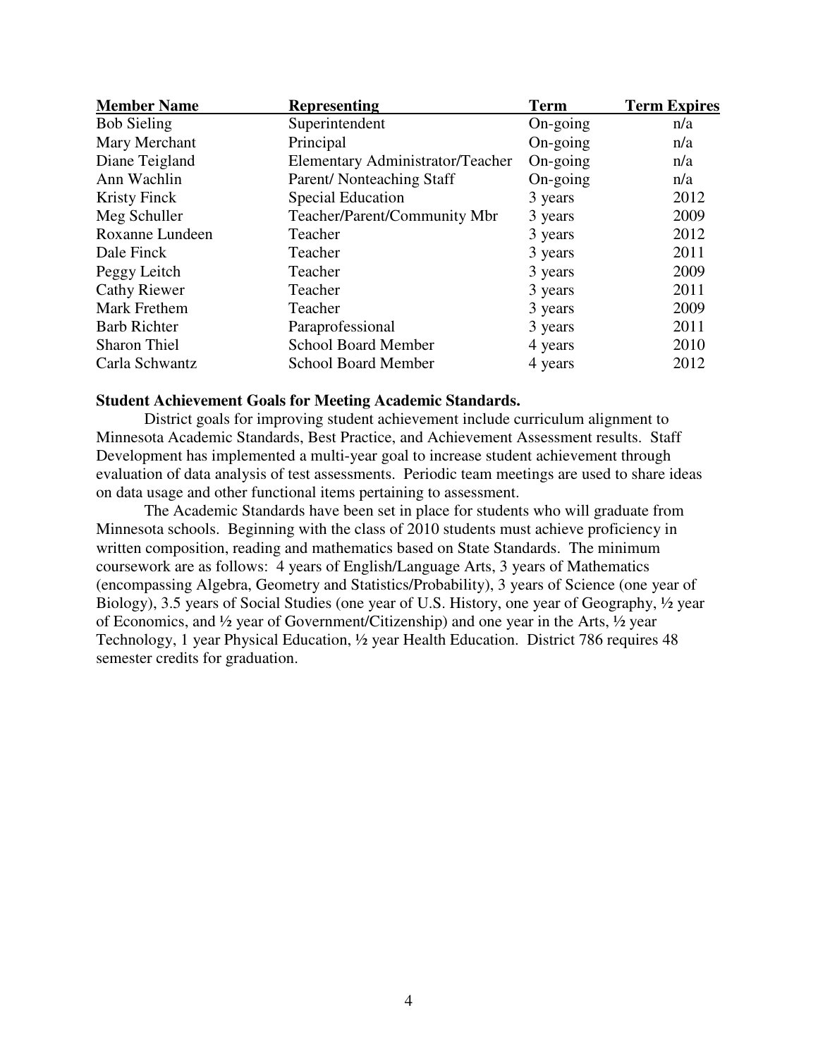| Member Name | Representing | Term | Term Expires |
|---|---|---|---|
| Bob Sieling | Superintendent | On-going | n/a |
| Mary Merchant | Principal | On-going | n/a |
| Diane Teigland | Elementary Administrator/Teacher | On-going | n/a |
| Ann Wachlin | Parent/ Nonteaching Staff | On-going | n/a |
| Kristy Finck | Special Education | 3 years | 2012 |
| Meg Schuller | Teacher/Parent/Community Mbr | 3 years | 2009 |
| Roxanne Lundeen | Teacher | 3 years | 2012 |
| Dale Finck | Teacher | 3 years | 2011 |
| Peggy Leitch | Teacher | 3 years | 2009 |
| Cathy Riewer | Teacher | 3 years | 2011 |
| Mark Frethem | Teacher | 3 years | 2009 |
| Barb Richter | Paraprofessional | 3 years | 2011 |
| Sharon Thiel | School Board Member | 4 years | 2010 |
| Carla Schwantz | School Board Member | 4 years | 2012 |

**Student Achievement Goals for Meeting Academic Standards.**

District goals for improving student achievement include curriculum alignment to Minnesota Academic Standards, Best Practice, and Achievement Assessment results. Staff Development has implemented a multi-year goal to increase student achievement through evaluation of data analysis of test assessments. Periodic team meetings are used to share ideas on data usage and other functional items pertaining to assessment.

The Academic Standards have been set in place for students who will graduate from Minnesota schools. Beginning with the class of 2010 students must achieve proficiency in written composition, reading and mathematics based on State Standards. The minimum coursework are as follows: 4 years of English/Language Arts, 3 years of Mathematics (encompassing Algebra, Geometry and Statistics/Probability), 3 years of Science (one year of Biology), 3.5 years of Social Studies (one year of U.S. History, one year of Geography, ½ year of Economics, and ½ year of Government/Citizenship) and one year in the Arts, ½ year Technology, 1 year Physical Education, ½ year Health Education. District 786 requires 48 semester credits for graduation.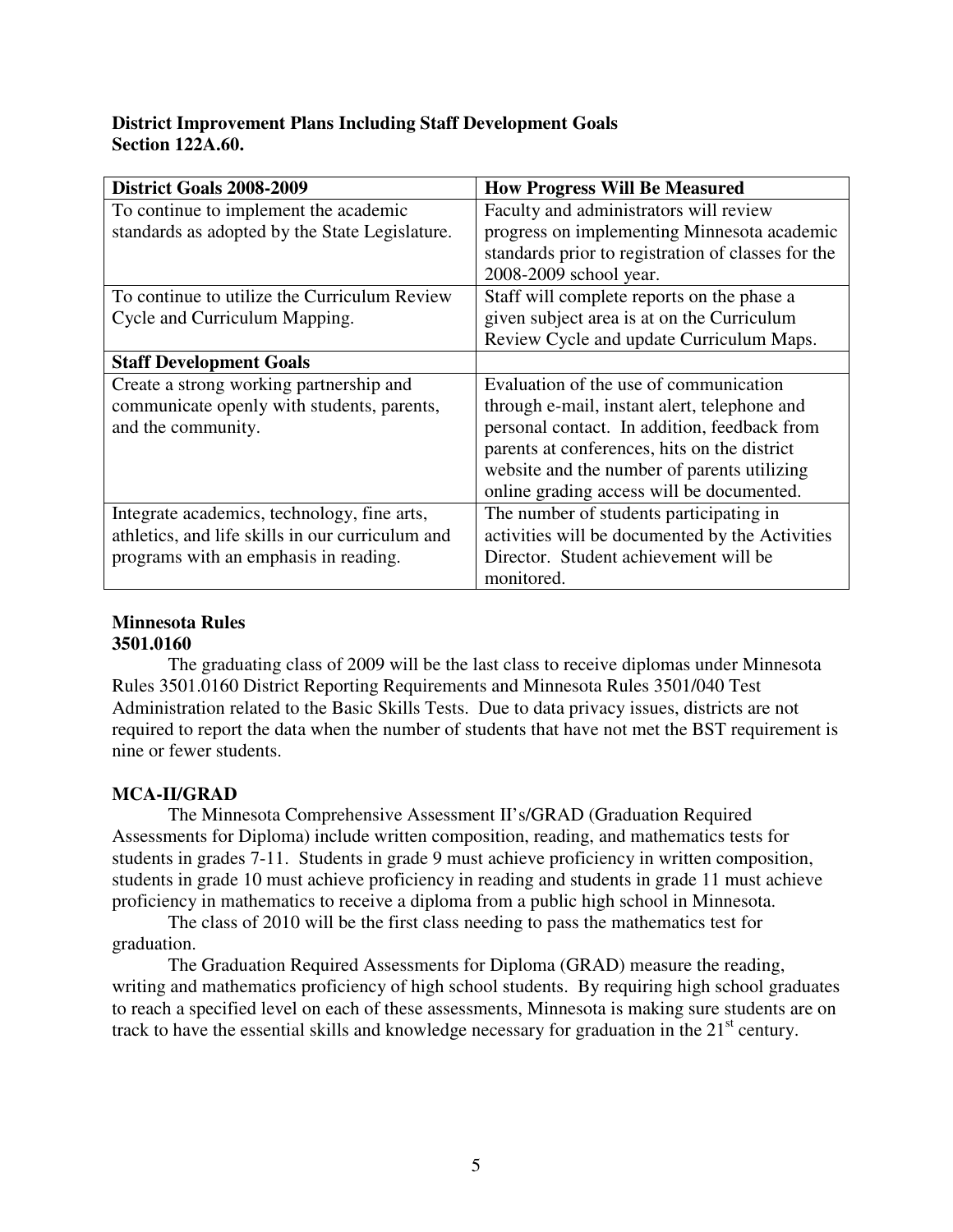**District Improvement Plans Including Staff Development Goals**
**Section 122A.60.**

| District Goals 2008-2009 | How Progress Will Be Measured |
|---|---|
| To continue to implement the academic standards as adopted by the State Legislature. | Faculty and administrators will review progress on implementing Minnesota academic standards prior to registration of classes for the 2008-2009 school year. |
| To continue to utilize the Curriculum Review Cycle and Curriculum Mapping. | Staff will complete reports on the phase a given subject area is at on the Curriculum Review Cycle and update Curriculum Maps. |
| **Staff Development Goals** | |
| Create a strong working partnership and communicate openly with students, parents, and the community. | Evaluation of the use of communication through e-mail, instant alert, telephone and personal contact. In addition, feedback from parents at conferences, hits on the district website and the number of parents utilizing online grading access will be documented. |
| Integrate academics, technology, fine arts, athletics, and life skills in our curriculum and programs with an emphasis in reading. | The number of students participating in activities will be documented by the Activities Director. Student achievement will be monitored. |

**Minnesota Rules**
**3501.0160**

The graduating class of 2009 will be the last class to receive diplomas under Minnesota Rules 3501.0160 District Reporting Requirements and Minnesota Rules 3501/040 Test Administration related to the Basic Skills Tests. Due to data privacy issues, districts are not required to report the data when the number of students that have not met the BST requirement is nine or fewer students.

**MCA-II/GRAD**

The Minnesota Comprehensive Assessment II's/GRAD (Graduation Required Assessments for Diploma) include written composition, reading, and mathematics tests for students in grades 7-11. Students in grade 9 must achieve proficiency in written composition, students in grade 10 must achieve proficiency in reading and students in grade 11 must achieve proficiency in mathematics to receive a diploma from a public high school in Minnesota.

The class of 2010 will be the first class needing to pass the mathematics test for graduation.

The Graduation Required Assessments for Diploma (GRAD) measure the reading, writing and mathematics proficiency of high school students. By requiring high school graduates to reach a specified level on each of these assessments, Minnesota is making sure students are on track to have the essential skills and knowledge necessary for graduation in the 21st century.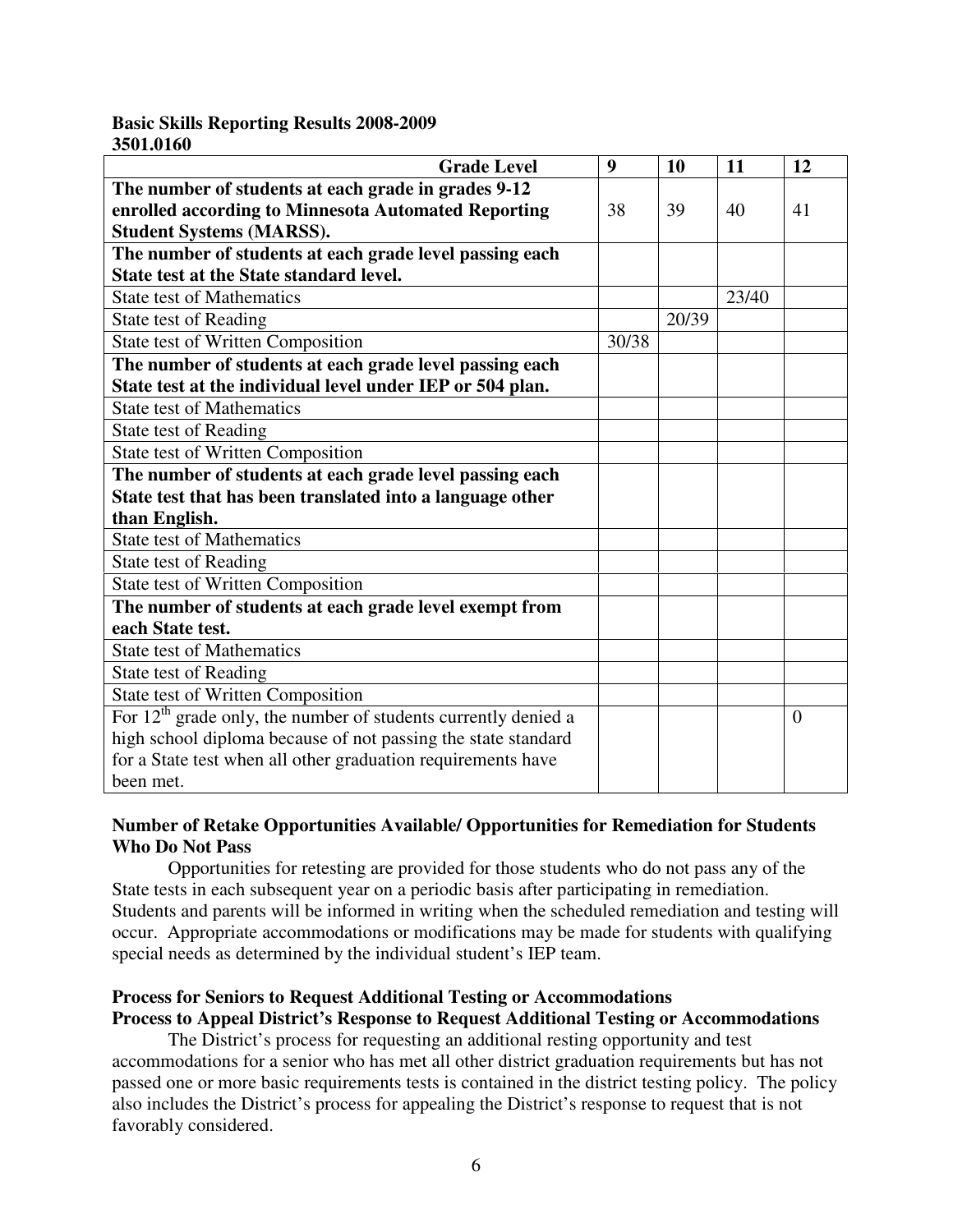**Basic Skills Reporting Results 2008-2009**
**3501.0160**

| Grade Level | 9 | 10 | 11 | 12 |
|---|---|---|---|---|
| **The number of students at each grade in grades 9-12 enrolled according to Minnesota Automated Reporting Student Systems (MARSS).** | 38 | 39 | 40 | 41 |
| **The number of students at each grade level passing each State test at the State standard level.** | | | | |
| State test of Mathematics | | | 23/40 | |
| State test of Reading | | 20/39 | | |
| State test of Written Composition | 30/38 | | | |
| **The number of students at each grade level passing each State test at the individual level under IEP or 504 plan.** | | | | |
| State test of Mathematics | | | | |
| State test of Reading | | | | |
| State test of Written Composition | | | | |
| **The number of students at each grade level passing each State test that has been translated into a language other than English.** | | | | |
| State test of Mathematics | | | | |
| State test of Reading | | | | |
| State test of Written Composition | | | | |
| **The number of students at each grade level exempt from each State test.** | | | | |
| State test of Mathematics | | | | |
| State test of Reading | | | | |
| State test of Written Composition | | | | |
| For 12th grade only, the number of students currently denied a high school diploma because of not passing the state standard for a State test when all other graduation requirements have been met. | | | | 0 |

**Number of Retake Opportunities Available/ Opportunities for Remediation for Students Who Do Not Pass**

Opportunities for retesting are provided for those students who do not pass any of the State tests in each subsequent year on a periodic basis after participating in remediation. Students and parents will be informed in writing when the scheduled remediation and testing will occur. Appropriate accommodations or modifications may be made for students with qualifying special needs as determined by the individual student's IEP team.

**Process for Seniors to Request Additional Testing or Accommodations**
**Process to Appeal District's Response to Request Additional Testing or Accommodations**

The District's process for requesting an additional resting opportunity and test accommodations for a senior who has met all other district graduation requirements but has not passed one or more basic requirements tests is contained in the district testing policy. The policy also includes the District's process for appealing the District's response to request that is not favorably considered.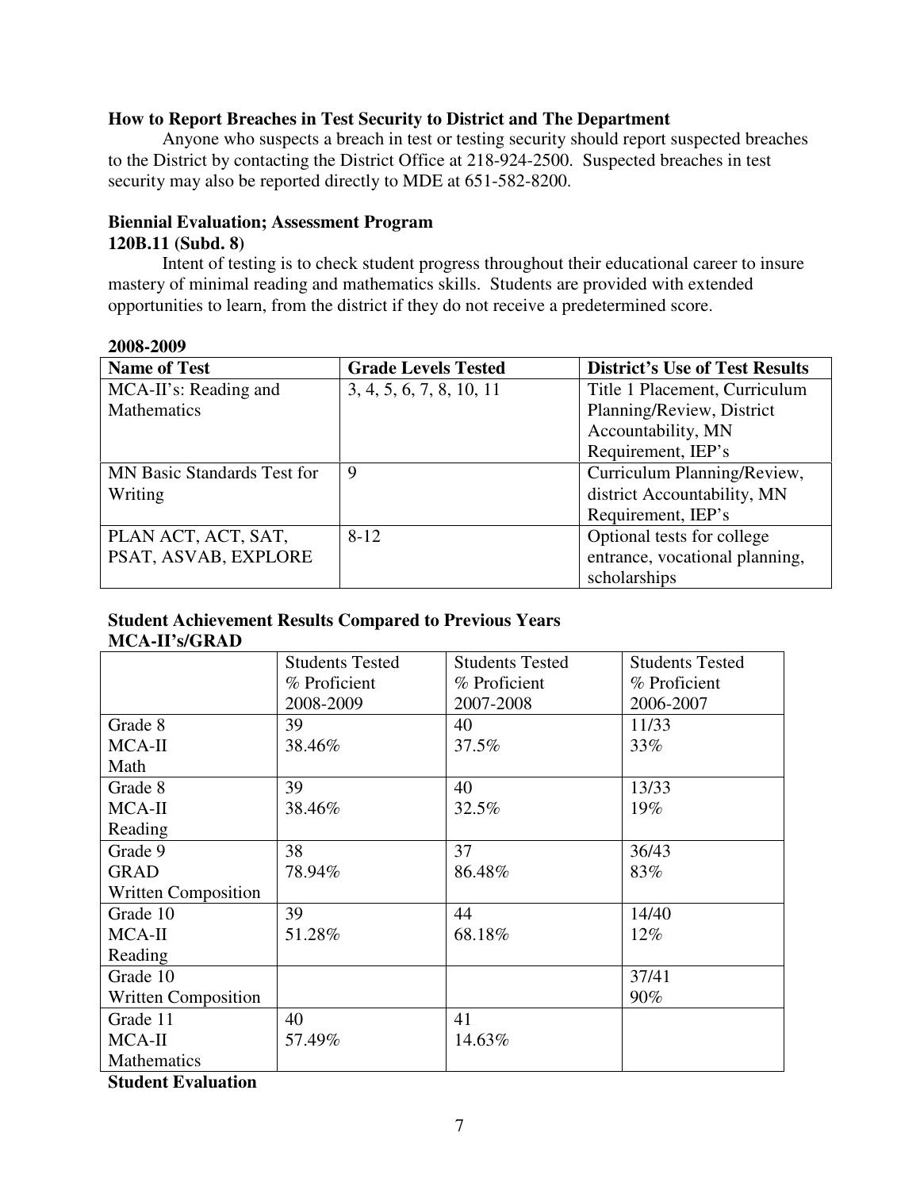**How to Report Breaches in Test Security to District and The Department**

Anyone who suspects a breach in test or testing security should report suspected breaches to the District by contacting the District Office at 218-924-2500. Suspected breaches in test security may also be reported directly to MDE at 651-582-8200.

**Biennial Evaluation; Assessment Program**
**120B.11 (Subd. 8)**

Intent of testing is to check student progress throughout their educational career to insure mastery of minimal reading and mathematics skills. Students are provided with extended opportunities to learn, from the district if they do not receive a predetermined score.

**2008-2009**

| Name of Test | Grade Levels Tested | District's Use of Test Results |
|---|---|---|
| MCA-II's: Reading and Mathematics | 3, 4, 5, 6, 7, 8, 10, 11 | Title 1 Placement, Curriculum Planning/Review, District Accountability, MN Requirement, IEP's |
| MN Basic Standards Test for Writing | 9 | Curriculum Planning/Review, district Accountability, MN Requirement, IEP's |
| PLAN ACT, ACT, SAT, PSAT, ASVAB, EXPLORE | 8-12 | Optional tests for college entrance, vocational planning, scholarships |

**Student Achievement Results Compared to Previous Years**
**MCA-II's/GRAD**

| | Students Tested % Proficient 2008-2009 | Students Tested % Proficient 2007-2008 | Students Tested % Proficient 2006-2007 |
|---|---|---|---|
| Grade 8 MCA-II Math | 39 38.46% | 40 37.5% | 11/33 33% |
| Grade 8 MCA-II Reading | 39 38.46% | 40 32.5% | 13/33 19% |
| Grade 9 GRAD Written Composition | 38 78.94% | 37 86.48% | 36/43 83% |
| Grade 10 MCA-II Reading | 39 51.28% | 44 68.18% | 14/40 12% |
| Grade 10 Written Composition | | | 37/41 90% |
| Grade 11 MCA-II Mathematics | 40 57.49% | 41 14.63% | |

**Student Evaluation**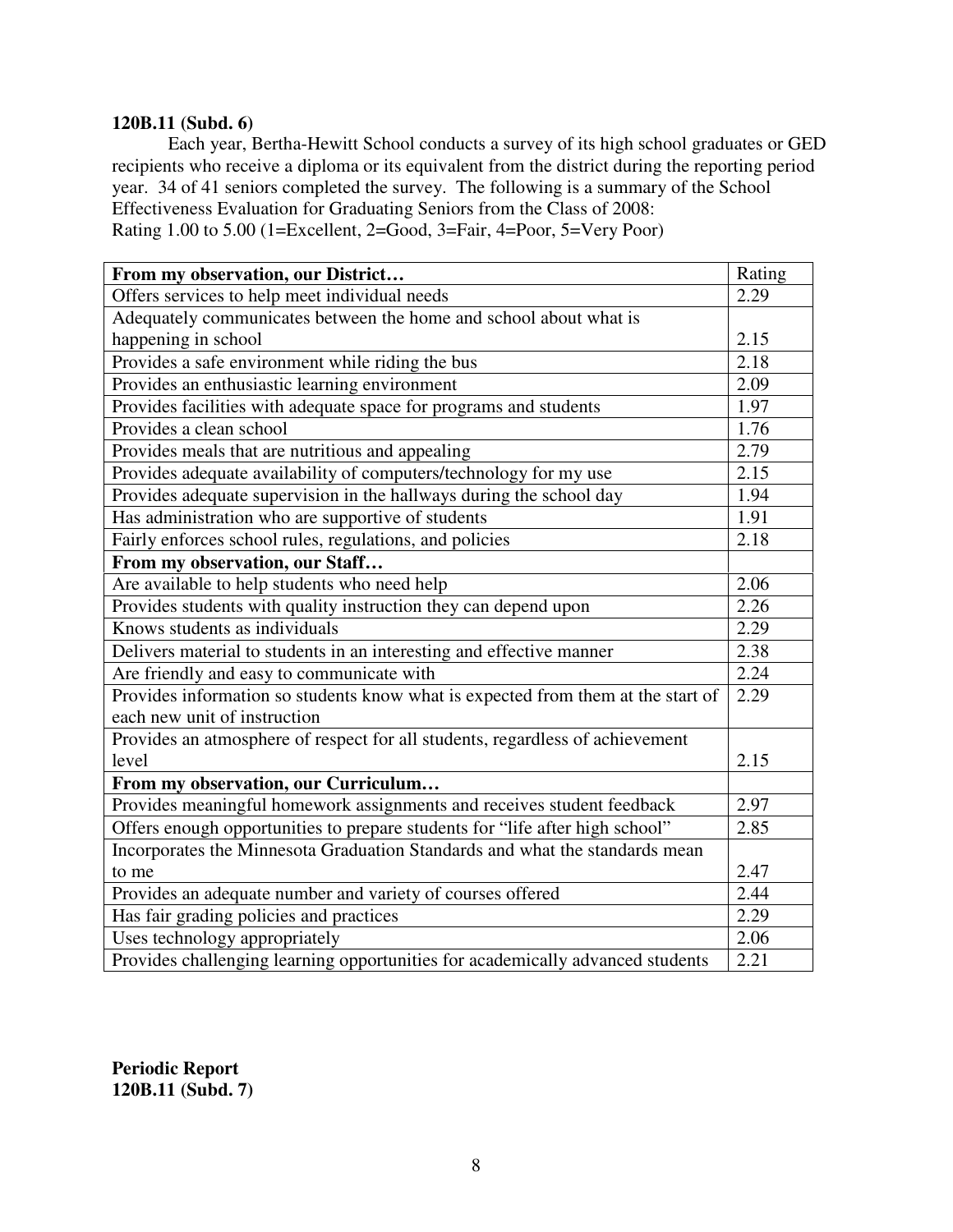**120B.11 (Subd. 6)**

Each year, Bertha-Hewitt School conducts a survey of its high school graduates or GED recipients who receive a diploma or its equivalent from the district during the reporting period year. 34 of 41 seniors completed the survey. The following is a summary of the School Effectiveness Evaluation for Graduating Seniors from the Class of 2008:
Rating 1.00 to 5.00 (1=Excellent, 2=Good, 3=Fair, 4=Poor, 5=Very Poor)

| **From my observation, our District…** | Rating |
|---|---|
| Offers services to help meet individual needs | 2.29 |
| Adequately communicates between the home and school about what is happening in school | 2.15 |
| Provides a safe environment while riding the bus | 2.18 |
| Provides an enthusiastic learning environment | 2.09 |
| Provides facilities with adequate space for programs and students | 1.97 |
| Provides a clean school | 1.76 |
| Provides meals that are nutritious and appealing | 2.79 |
| Provides adequate availability of computers/technology for my use | 2.15 |
| Provides adequate supervision in the hallways during the school day | 1.94 |
| Has administration who are supportive of students | 1.91 |
| Fairly enforces school rules, regulations, and policies | 2.18 |
| **From my observation, our Staff…** | |
| Are available to help students who need help | 2.06 |
| Provides students with quality instruction they can depend upon | 2.26 |
| Knows students as individuals | 2.29 |
| Delivers material to students in an interesting and effective manner | 2.38 |
| Are friendly and easy to communicate with | 2.24 |
| Provides information so students know what is expected from them at the start of each new unit of instruction | 2.29 |
| Provides an atmosphere of respect for all students, regardless of achievement level | 2.15 |
| **From my observation, our Curriculum…** | |
| Provides meaningful homework assignments and receives student feedback | 2.97 |
| Offers enough opportunities to prepare students for "life after high school" | 2.85 |
| Incorporates the Minnesota Graduation Standards and what the standards mean to me | 2.47 |
| Provides an adequate number and variety of courses offered | 2.44 |
| Has fair grading policies and practices | 2.29 |
| Uses technology appropriately | 2.06 |
| Provides challenging learning opportunities for academically advanced students | 2.21 |

**Periodic Report**
**120B.11 (Subd. 7)**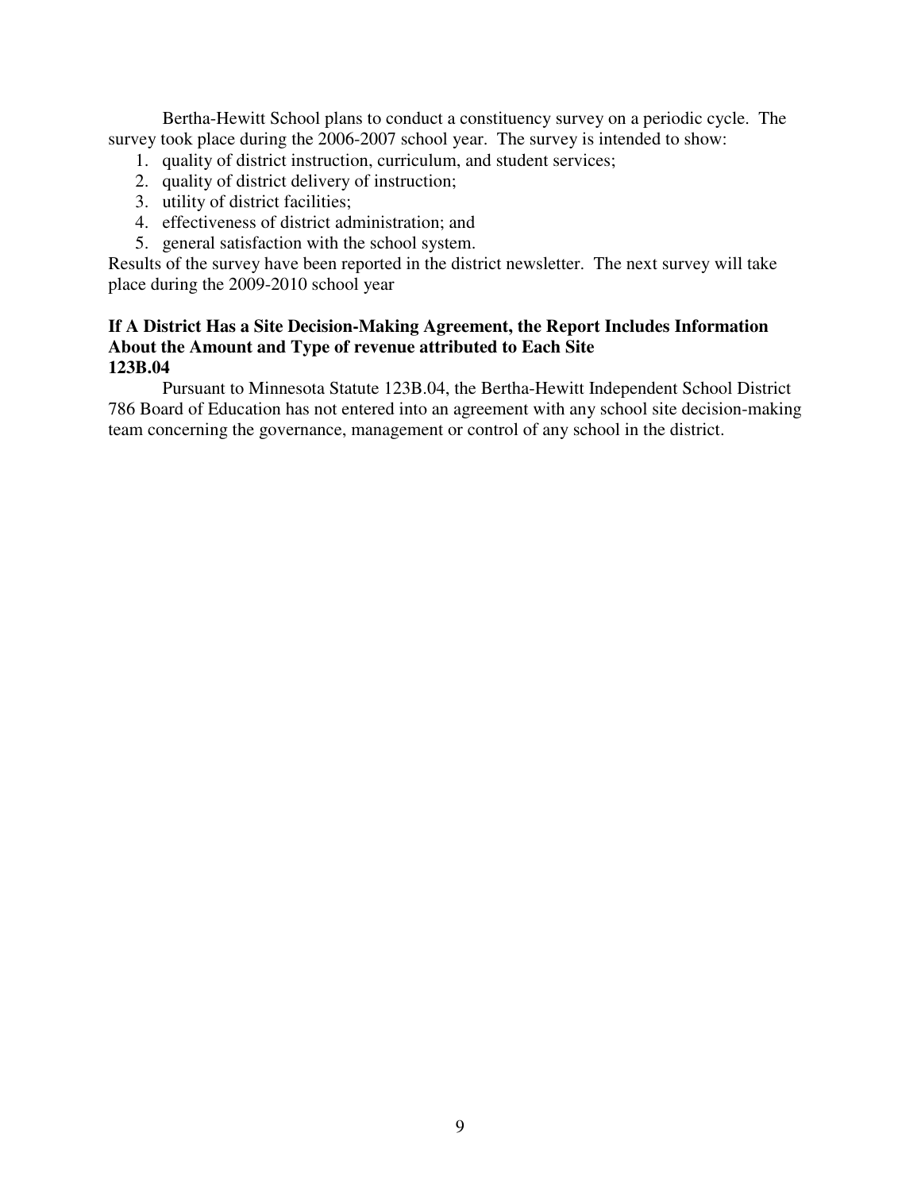Bertha-Hewitt School plans to conduct a constituency survey on a periodic cycle. The survey took place during the 2006-2007 school year. The survey is intended to show:

1. quality of district instruction, curriculum, and student services;
2. quality of district delivery of instruction;
3. utility of district facilities;
4. effectiveness of district administration; and
5. general satisfaction with the school system.

Results of the survey have been reported in the district newsletter. The next survey will take place during the 2009-2010 school year

**If A District Has a Site Decision-Making Agreement, the Report Includes Information About the Amount and Type of revenue attributed to Each Site**
**123B.04**

Pursuant to Minnesota Statute 123B.04, the Bertha-Hewitt Independent School District 786 Board of Education has not entered into an agreement with any school site decision-making team concerning the governance, management or control of any school in the district.